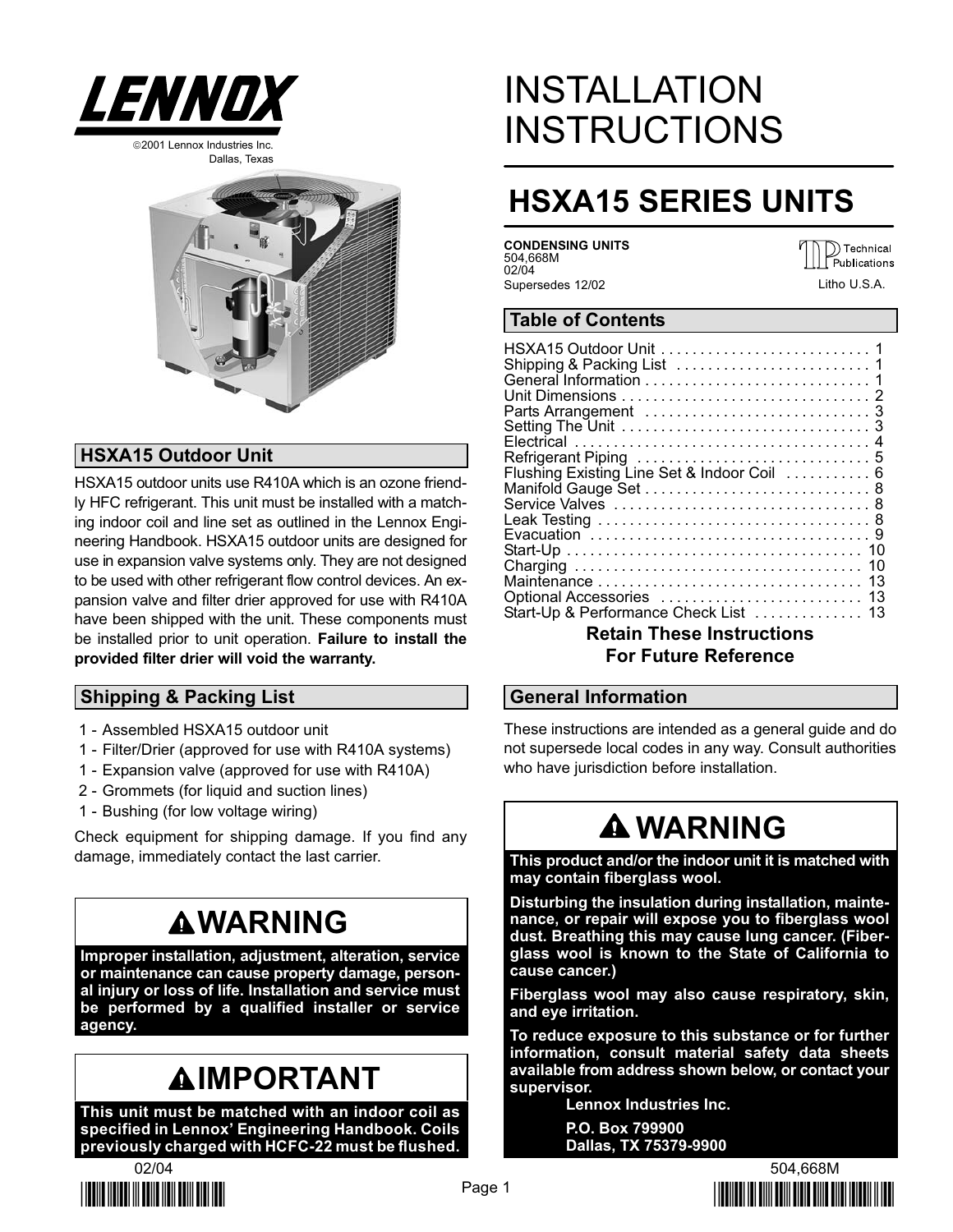# LENNOX

©2001 Lennox Industries Inc.
Dallas, Texas

# INSTALLATION INSTRUCTIONS

## HSXA15 SERIES UNITS

**CONDENSING UNITS**
504,668M
02/04
Supersedes 12/02

Technical Publications

Litho U.S.A.

## Table of Contents

| | |
|---|---|
| HSXA15 Outdoor Unit | 1 |
| Shipping & Packing List | 1 |
| General Information | 1 |
| Unit Dimensions | 2 |
| Parts Arrangement | 3 |
| Setting The Unit | 3 |
| Electrical | 4 |
| Refrigerant Piping | 5 |
| Flushing Existing Line Set & Indoor Coil | 6 |
| Manifold Gauge Set | 8 |
| Service Valves | 8 |
| Leak Testing | 8 |
| Evacuation | 9 |
| Start-Up | 10 |
| Charging | 10 |
| Maintenance | 13 |
| Optional Accessories | 13 |
| Start-Up & Performance Check List | 13 |

**Retain These Instructions For Future Reference**

## HSXA15 Outdoor Unit

HSXA15 outdoor units use R410A which is an ozone friendly HFC refrigerant. This unit must be installed with a matching indoor coil and line set as outlined in the Lennox Engineering Handbook. HSXA15 outdoor units are designed for use in expansion valve systems only. They are not designed to be used with other refrigerant flow control devices. An expansion valve and filter drier approved for use with R410A have been shipped with the unit. These components must be installed prior to unit operation. **Failure to install the provided filter drier will void the warranty.**

## Shipping & Packing List

1 - Assembled HSXA15 outdoor unit
1 - Filter/Drier (approved for use with R410A systems)
1 - Expansion valve (approved for use with R410A)
2 - Grommets (for liquid and suction lines)
1 - Bushing (for low voltage wiring)

Check equipment for shipping damage. If you find any damage, immediately contact the last carrier.

## WARNING

**Improper installation, adjustment, alteration, service or maintenance can cause property damage, personal injury or loss of life. Installation and service must be performed by a qualified installer or service agency.**

## IMPORTANT

**This unit must be matched with an indoor coil as specified in Lennox' Engineering Handbook. Coils previously charged with HCFC-22 must be flushed.**

## General Information

These instructions are intended as a general guide and do not supersede local codes in any way. Consult authorities who have jurisdiction before installation.

## WARNING

**This product and/or the indoor unit it is matched with may contain fiberglass wool.**

**Disturbing the insulation during installation, maintenance, or repair will expose you to fiberglass wool dust. Breathing this may cause lung cancer. (Fiberglass wool is known to the State of California to cause cancer.)**

**Fiberglass wool may also cause respiratory, skin, and eye irritation.**

**To reduce exposure to this substance or for further information, consult material safety data sheets available from address shown below, or contact your supervisor.**

**Lennox Industries Inc.**

**P.O. Box 799900**
**Dallas, TX 75379-9900**

02/04

504,668M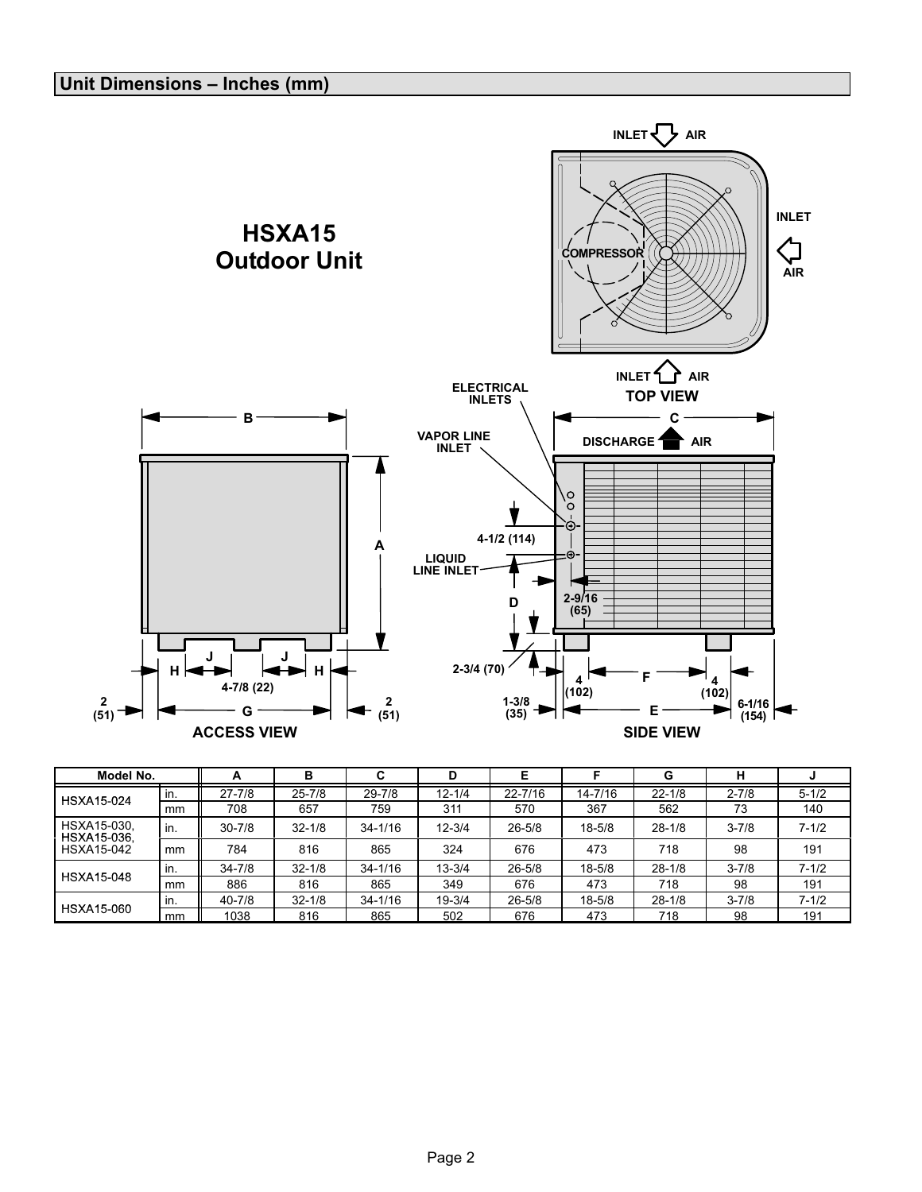## Unit Dimensions – Inches (mm)

**HSXA15 Outdoor Unit**

INLET AIR

INLET AIR

COMPRESSOR

INLET AIR

TOP VIEW

ELECTRICAL INLETS

VAPOR LINE INLET

LIQUID LINE INLET

DISCHARGE AIR

4-1/2 (114)

2-9/16 (65)

2-3/4 (70)

1-3/8 (35)

4 (102)

4 (102)

6-1/16 (154)

SIDE VIEW

4-7/8 (22)

2 (51)

2 (51)

ACCESS VIEW

| Model No. | | A | B | C | D | E | F | G | H | J |
|---|---|---|---|---|---|---|---|---|---|---|
| HSXA15-024 | in. | 27-7/8 | 25-7/8 | 29-7/8 | 12-1/4 | 22-7/16 | 14-7/16 | 22-1/8 | 2-7/8 | 5-1/2 |
| | mm | 708 | 657 | 759 | 311 | 570 | 367 | 562 | 73 | 140 |
| HSXA15-030, HSXA15-036, HSXA15-042 | in. | 30-7/8 | 32-1/8 | 34-1/16 | 12-3/4 | 26-5/8 | 18-5/8 | 28-1/8 | 3-7/8 | 7-1/2 |
| | mm | 784 | 816 | 865 | 324 | 676 | 473 | 718 | 98 | 191 |
| HSXA15-048 | in. | 34-7/8 | 32-1/8 | 34-1/16 | 13-3/4 | 26-5/8 | 18-5/8 | 28-1/8 | 3-7/8 | 7-1/2 |
| | mm | 886 | 816 | 865 | 349 | 676 | 473 | 718 | 98 | 191 |
| HSXA15-060 | in. | 40-7/8 | 32-1/8 | 34-1/16 | 19-3/4 | 26-5/8 | 18-5/8 | 28-1/8 | 3-7/8 | 7-1/2 |
| | mm | 1038 | 816 | 865 | 502 | 676 | 473 | 718 | 98 | 191 |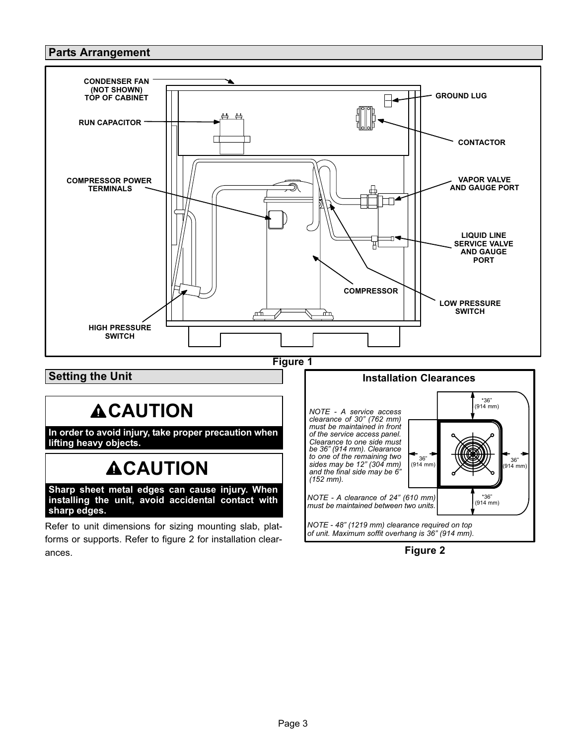## Parts Arrangement

CONDENSER FAN (NOT SHOWN) TOP OF CABINET

RUN CAPACITOR

GROUND LUG

CONTACTOR

COMPRESSOR POWER TERMINALS

VAPOR VALVE AND GAUGE PORT

LIQUID LINE SERVICE VALVE AND GAUGE PORT

COMPRESSOR

LOW PRESSURE SWITCH

HIGH PRESSURE SWITCH

**Figure 1**

## Setting the Unit

> **⚠CAUTION**
>
> **In order to avoid injury, take proper precaution when lifting heavy objects.**

> **⚠CAUTION**
>
> **Sharp sheet metal edges can cause injury. When installing the unit, avoid accidental contact with sharp edges.**

Refer to unit dimensions for sizing mounting slab, platforms or supports. Refer to figure 2 for installation clearances.

### Installation Clearances

*NOTE - A service access clearance of 30" (762 mm) must be maintained in front of the service access panel. Clearance to one side must be 36" (914 mm). Clearance to one of the remaining two sides may be 12" (304 mm) and the final side may be 6" (152 mm).*

*36" (914 mm)

36" (914 mm)

36" (914 mm)

*36" (914 mm)

*NOTE - A clearance of 24" (610 mm) must be maintained between two units.*

*NOTE - 48" (1219 mm) clearance required on top of unit. Maximum soffit overhang is 36" (914 mm).*

**Figure 2**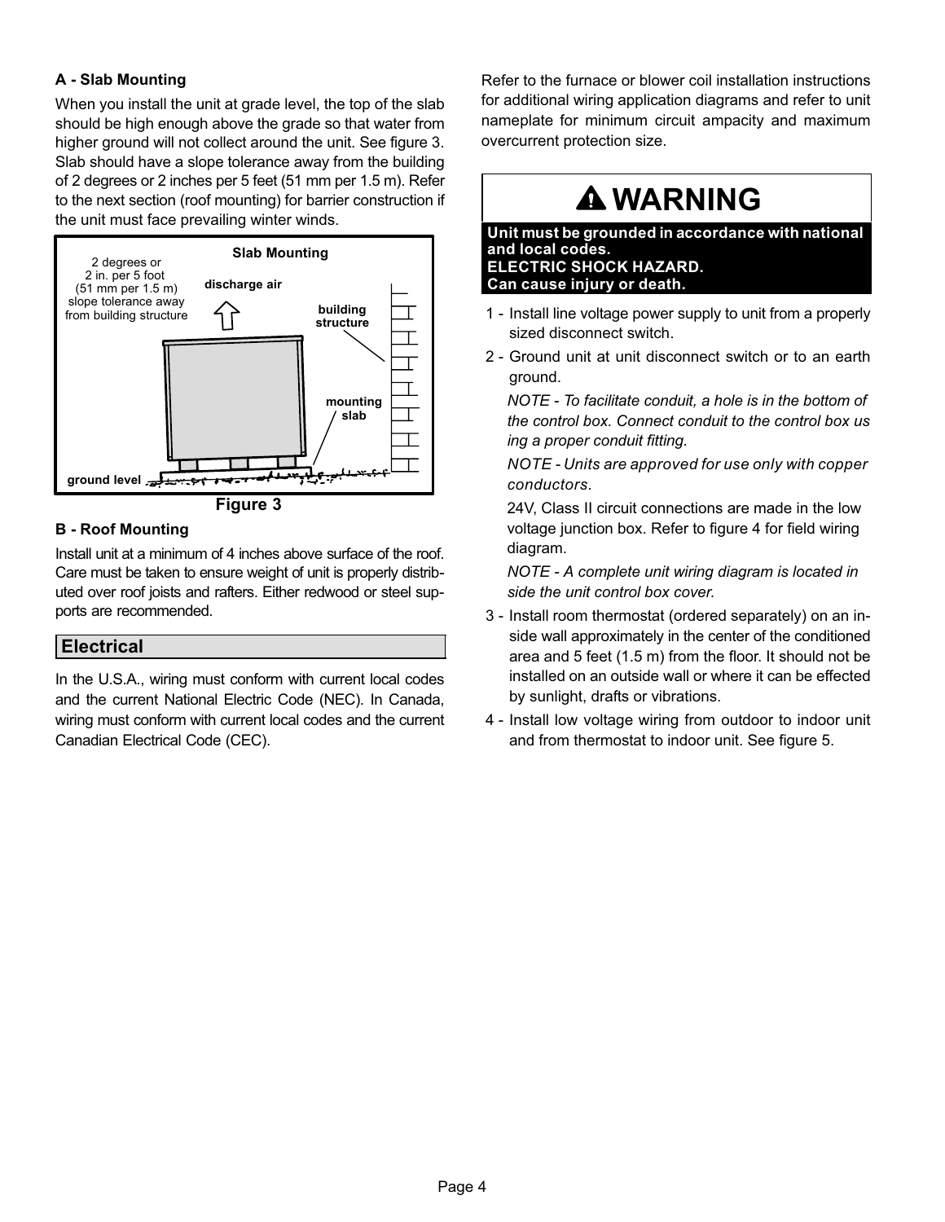### A - Slab Mounting

When you install the unit at grade level, the top of the slab should be high enough above the grade so that water from higher ground will not collect around the unit. See figure 3. Slab should have a slope tolerance away from the building of 2 degrees or 2 inches per 5 feet (51 mm per 1.5 m). Refer to the next section (roof mounting) for barrier construction if the unit must face prevailing winter winds.

Slab Mounting

2 degrees or 2 in. per 5 foot (51 mm per 1.5 m) slope tolerance away from building structure

discharge air

building structure

mounting slab

ground level

Figure 3

### B - Roof Mounting

Install unit at a minimum of 4 inches above surface of the roof. Care must be taken to ensure weight of unit is properly distributed over roof joists and rafters. Either redwood or steel supports are recommended.

## Electrical

In the U.S.A., wiring must conform with current local codes and the current National Electric Code (NEC). In Canada, wiring must conform with current local codes and the current Canadian Electrical Code (CEC).

Refer to the furnace or blower coil installation instructions for additional wiring application diagrams and refer to unit nameplate for minimum circuit ampacity and maximum overcurrent protection size.

**WARNING**

**Unit must be grounded in accordance with national and local codes.**
**ELECTRIC SHOCK HAZARD.**
**Can cause injury or death.**

1 - Install line voltage power supply to unit from a properly sized disconnect switch.

2 - Ground unit at unit disconnect switch or to an earth ground.

*NOTE - To facilitate conduit, a hole is in the bottom of the control box. Connect conduit to the control box using a proper conduit fitting.*

*NOTE - Units are approved for use only with copper conductors.*

24V, Class II circuit connections are made in the low voltage junction box. Refer to figure 4 for field wiring diagram.

*NOTE - A complete unit wiring diagram is located inside the unit control box cover.*

3 - Install room thermostat (ordered separately) on an inside wall approximately in the center of the conditioned area and 5 feet (1.5 m) from the floor. It should not be installed on an outside wall or where it can be effected by sunlight, drafts or vibrations.

4 - Install low voltage wiring from outdoor to indoor unit and from thermostat to indoor unit. See figure 5.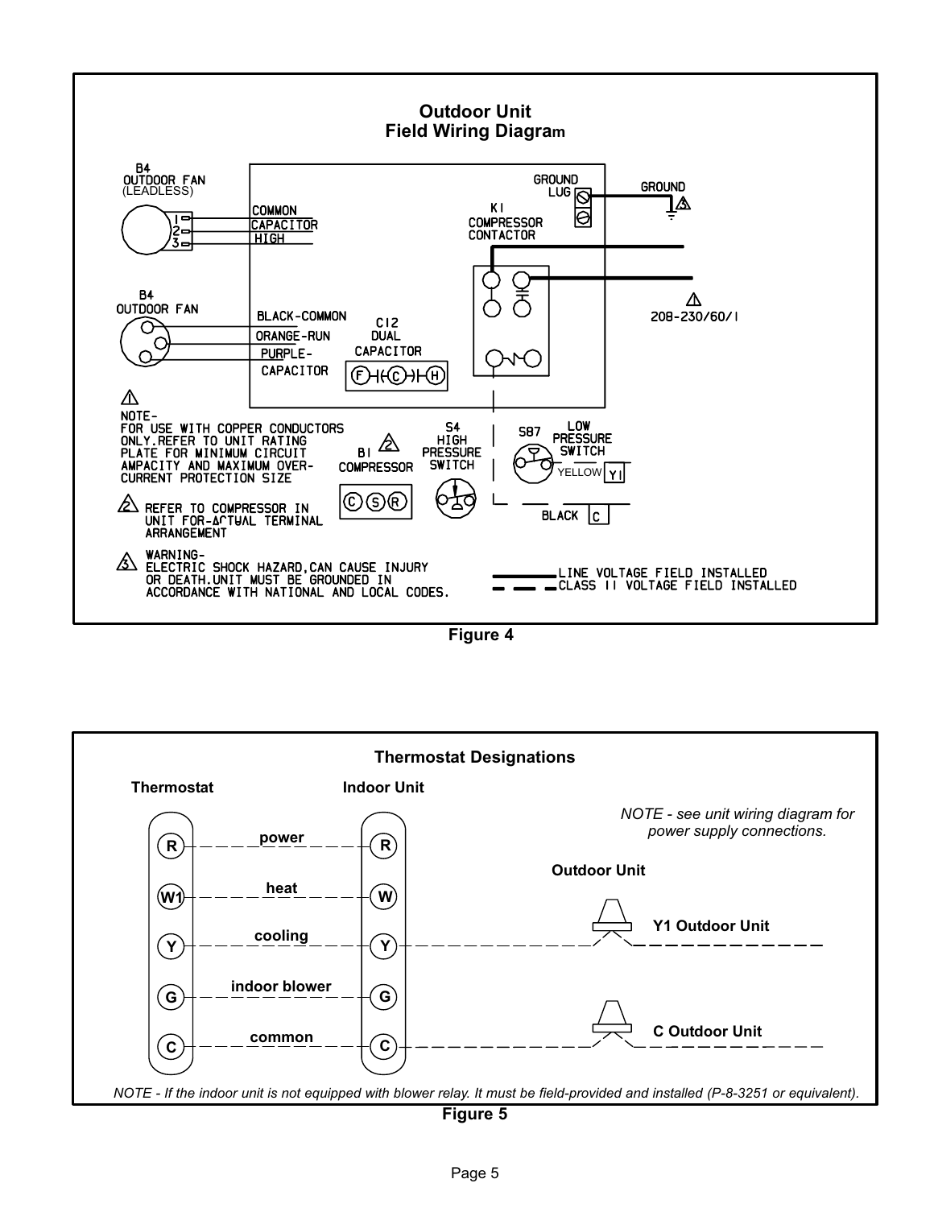## Outdoor Unit Field Wiring Diagram

B4 OUTDOOR FAN (LEADLESS)

1 COMMON
2 CAPACITOR
3 HIGH

B4 OUTDOOR FAN

BLACK-COMMON
ORANGE-RUN
PURPLE-CAPACITOR

C12 DUAL CAPACITOR (F)(C)(H)

K1 COMPRESSOR CONTACTOR

GROUND LUG

GROUND 3

208-230/60/1

NOTE- FOR USE WITH COPPER CONDUCTORS ONLY. REFER TO UNIT RATING PLATE FOR MINIMUM CIRCUIT AMPACITY AND MAXIMUM OVER-CURRENT PROTECTION SIZE

B1 COMPRESSOR 2 (C)(S)(R)

S4 HIGH PRESSURE SWITCH

S87 LOW PRESSURE SWITCH

YELLOW Y1

BLACK C

2 REFER TO COMPRESSOR IN UNIT FOR ACTUAL TERMINAL ARRANGEMENT

3 WARNING- ELECTRIC SHOCK HAZARD, CAN CAUSE INJURY OR DEATH. UNIT MUST BE GROUNDED IN ACCORDANCE WITH NATIONAL AND LOCAL CODES.

LINE VOLTAGE FIELD INSTALLED

CLASS II VOLTAGE FIELD INSTALLED

**Figure 4**

## Thermostat Designations

| Thermostat | | Indoor Unit | Outdoor Unit |
|---|---|---|---|
| R | power | R | |
| W1 | heat | W | |
| Y | cooling | Y | Y1 Outdoor Unit |
| G | indoor blower | G | |
| C | common | C | C Outdoor Unit |

*NOTE - see unit wiring diagram for power supply connections.*

*NOTE - If the indoor unit is not equipped with blower relay. It must be field-provided and installed (P-8-3251 or equivalent).*

**Figure 5**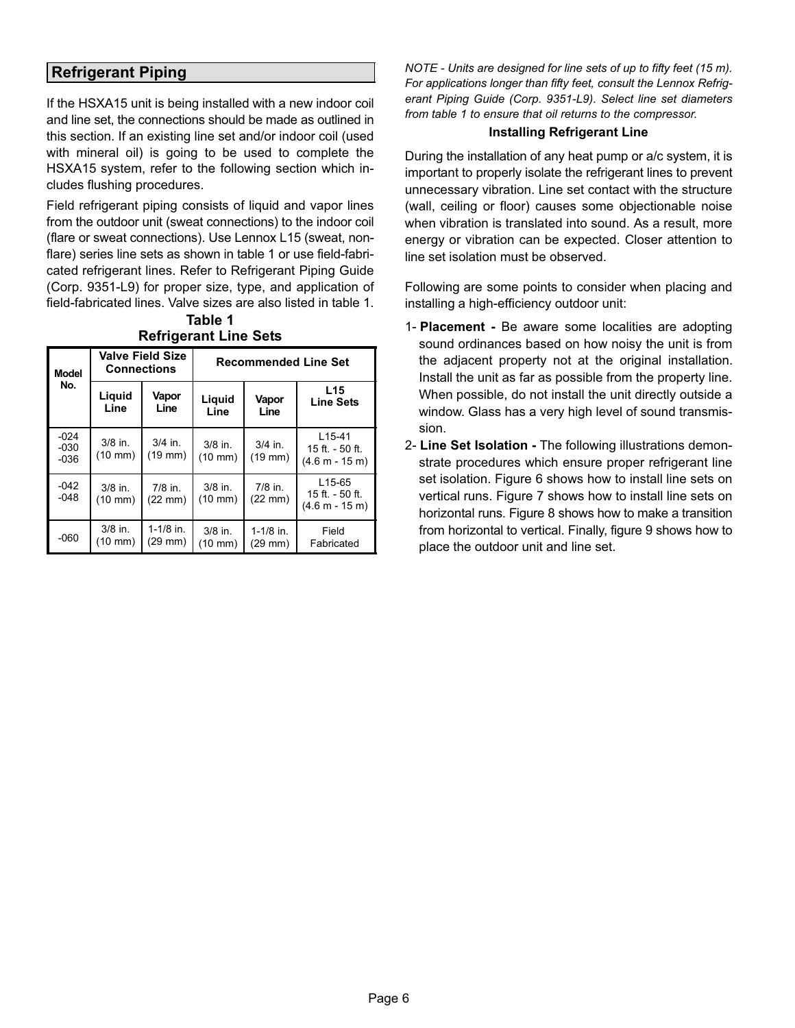## Refrigerant Piping

If the HSXA15 unit is being installed with a new indoor coil and line set, the connections should be made as outlined in this section. If an existing line set and/or indoor coil (used with mineral oil) is going to be used to complete the HSXA15 system, refer to the following section which includes flushing procedures.

Field refrigerant piping consists of liquid and vapor lines from the outdoor unit (sweat connections) to the indoor coil (flare or sweat connections). Use Lennox L15 (sweat, non-flare) series line sets as shown in table 1 or use field-fabricated refrigerant lines. Refer to Refrigerant Piping Guide (Corp. 9351-L9) for proper size, type, and application of field-fabricated lines. Valve sizes are also listed in table 1.

**Table 1**
**Refrigerant Line Sets**

| Model No. | Valve Field Size Connections | | Recommended Line Set | | |
|---|---|---|---|---|---|
| | Liquid Line | Vapor Line | Liquid Line | Vapor Line | L15 Line Sets |
| -024 -030 -036 | 3/8 in. (10 mm) | 3/4 in. (19 mm) | 3/8 in. (10 mm) | 3/4 in. (19 mm) | L15-41 15 ft. - 50 ft. (4.6 m - 15 m) |
| -042 -048 | 3/8 in. (10 mm) | 7/8 in. (22 mm) | 3/8 in. (10 mm) | 7/8 in. (22 mm) | L15-65 15 ft. - 50 ft. (4.6 m - 15 m) |
| -060 | 3/8 in. (10 mm) | 1-1/8 in. (29 mm) | 3/8 in. (10 mm) | 1-1/8 in. (29 mm) | Field Fabricated |

*NOTE - Units are designed for line sets of up to fifty feet (15 m). For applications longer than fifty feet, consult the Lennox Refrigerant Piping Guide (Corp. 9351-L9). Select line set diameters from table 1 to ensure that oil returns to the compressor.*

**Installing Refrigerant Line**

During the installation of any heat pump or a/c system, it is important to properly isolate the refrigerant lines to prevent unnecessary vibration. Line set contact with the structure (wall, ceiling or floor) causes some objectionable noise when vibration is translated into sound. As a result, more energy or vibration can be expected. Closer attention to line set isolation must be observed.

Following are some points to consider when placing and installing a high-efficiency outdoor unit:

1- **Placement -** Be aware some localities are adopting sound ordinances based on how noisy the unit is from the adjacent property not at the original installation. Install the unit as far as possible from the property line. When possible, do not install the unit directly outside a window. Glass has a very high level of sound transmission.

2- **Line Set Isolation -** The following illustrations demonstrate procedures which ensure proper refrigerant line set isolation. Figure 6 shows how to install line sets on vertical runs. Figure 7 shows how to install line sets on horizontal runs. Figure 8 shows how to make a transition from horizontal to vertical. Finally, figure 9 shows how to place the outdoor unit and line set.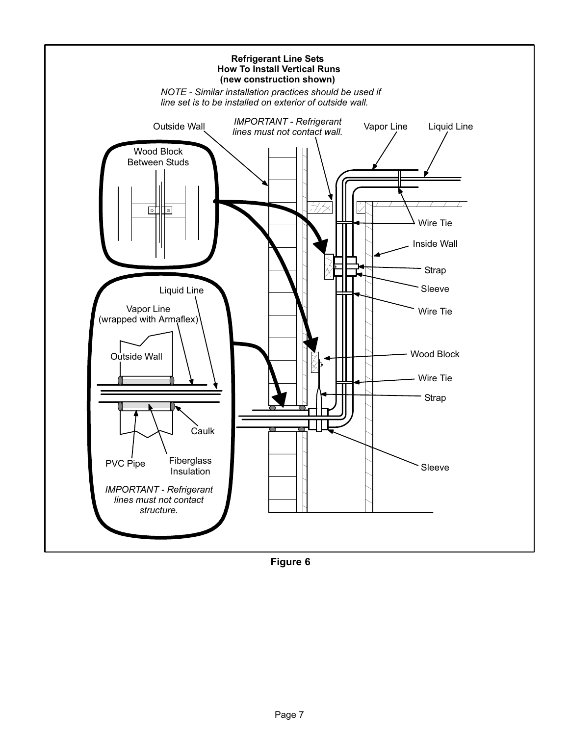**Refrigerant Line Sets**
**How To Install Vertical Runs**
**(new construction shown)**

*NOTE - Similar installation practices should be used if line set is to be installed on exterior of outside wall.*

Outside Wall

*IMPORTANT - Refrigerant lines must not contact wall.*

Vapor Line

Liquid Line

Wood Block Between Studs

Wire Tie

Inside Wall

Strap

Sleeve

Wire Tie

Liquid Line

Vapor Line (wrapped with Armaflex)

Outside Wall

Wood Block

Wire Tie

Strap

Caulk

PVC Pipe

Fiberglass Insulation

Sleeve

*IMPORTANT - Refrigerant lines must not contact structure.*

**Figure 6**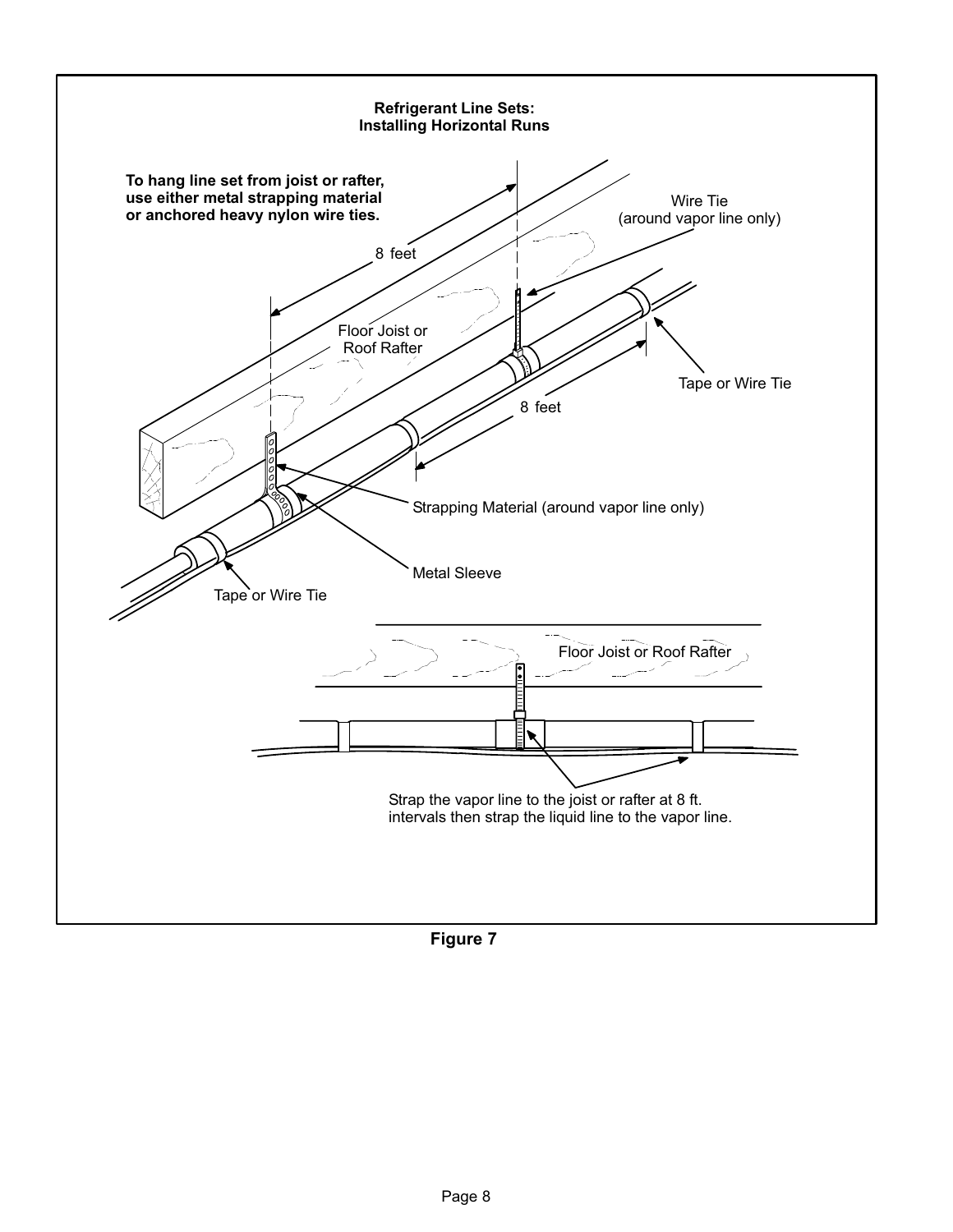**Refrigerant Line Sets: Installing Horizontal Runs**

**To hang line set from joist or rafter, use either metal strapping material or anchored heavy nylon wire ties.**

8 feet

Wire Tie (around vapor line only)

Floor Joist or Roof Rafter

Tape or Wire Tie

8 feet

Strapping Material (around vapor line only)

Metal Sleeve

Tape or Wire Tie

Floor Joist or Roof Rafter

Strap the vapor line to the joist or rafter at 8 ft. intervals then strap the liquid line to the vapor line.

**Figure 7**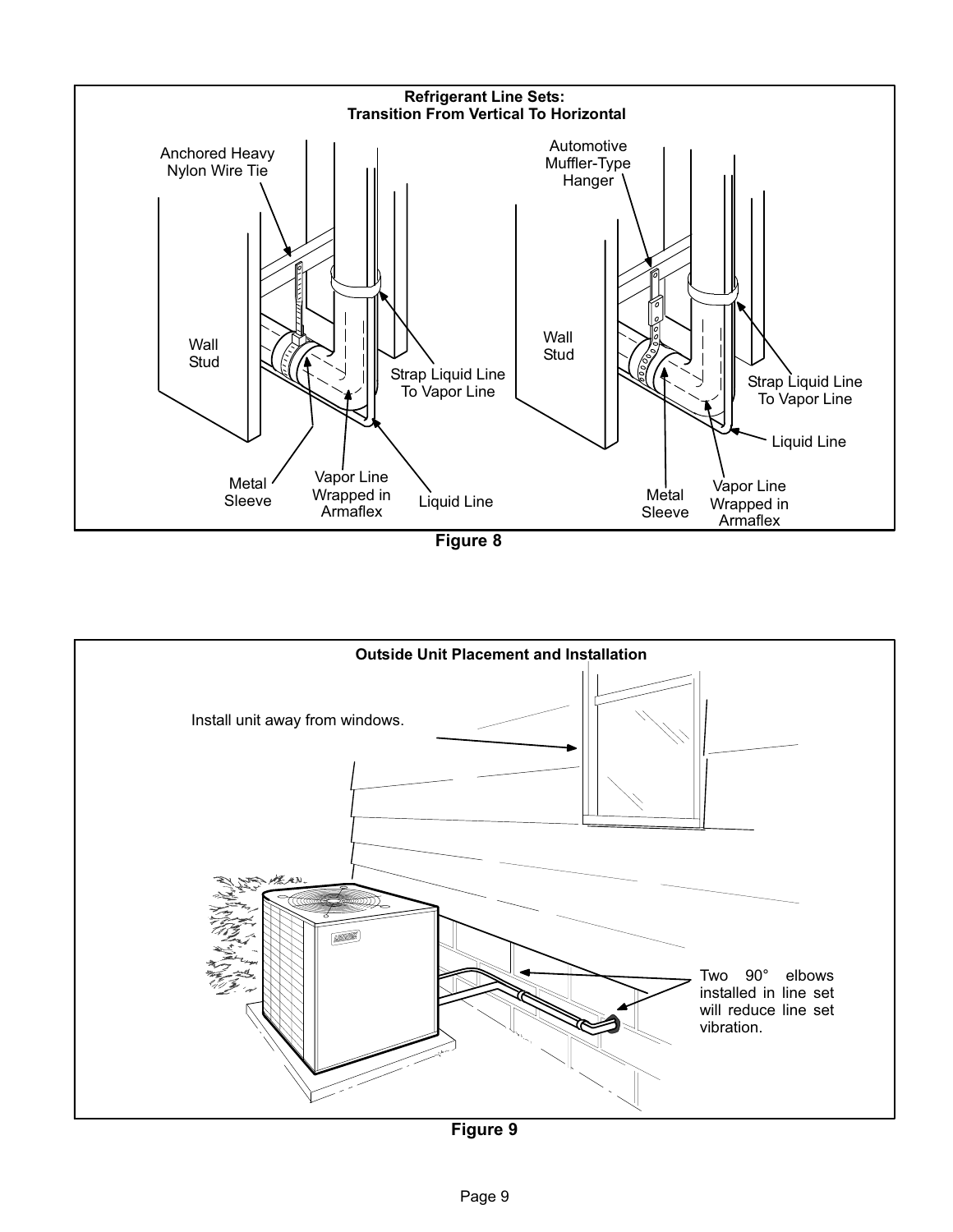**Refrigerant Line Sets: Transition From Vertical To Horizontal**

Anchored Heavy Nylon Wire Tie

Wall Stud

Strap Liquid Line To Vapor Line

Metal Sleeve

Vapor Line Wrapped in Armaflex

Liquid Line

Automotive Muffler-Type Hanger

Wall Stud

Strap Liquid Line To Vapor Line

Liquid Line

Metal Sleeve

Vapor Line Wrapped in Armaflex

**Figure 8**

**Outside Unit Placement and Installation**

Install unit away from windows.

Two 90° elbows installed in line set will reduce line set vibration.

**Figure 9**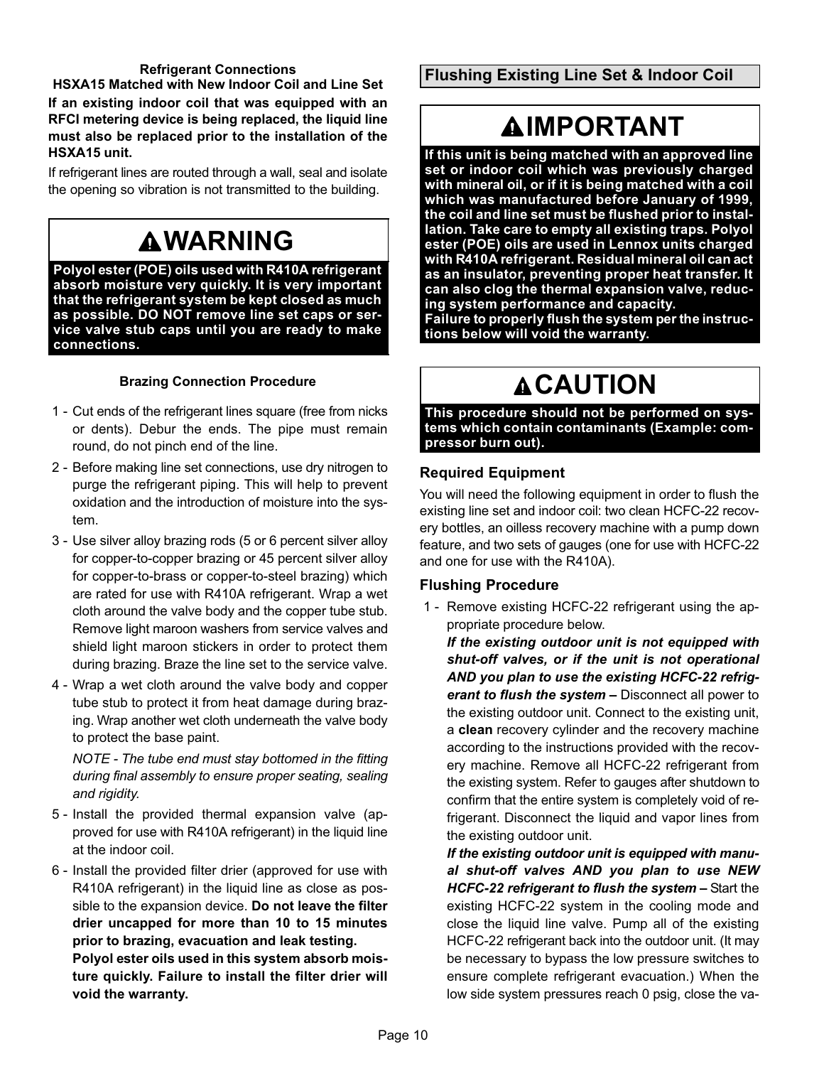### Refrigerant Connections
### HSXA15 Matched with New Indoor Coil and Line Set

**If an existing indoor coil that was equipped with an RFCI metering device is being replaced, the liquid line must also be replaced prior to the installation of the HSXA15 unit.**

If refrigerant lines are routed through a wall, seal and isolate the opening so vibration is not transmitted to the building.

> **⚠WARNING**
>
> **Polyol ester (POE) oils used with R410A refrigerant absorb moisture very quickly. It is very important that the refrigerant system be kept closed as much as possible. DO NOT remove line set caps or service valve stub caps until you are ready to make connections.**

#### Brazing Connection Procedure

1 - Cut ends of the refrigerant lines square (free from nicks or dents). Debur the ends. The pipe must remain round, do not pinch end of the line.

2 - Before making line set connections, use dry nitrogen to purge the refrigerant piping. This will help to prevent oxidation and the introduction of moisture into the system.

3 - Use silver alloy brazing rods (5 or 6 percent silver alloy for copper-to-copper brazing or 45 percent silver alloy for copper-to-brass or copper-to-steel brazing) which are rated for use with R410A refrigerant. Wrap a wet cloth around the valve body and the copper tube stub. Remove light maroon washers from service valves and shield light maroon stickers in order to protect them during brazing. Braze the line set to the service valve.

4 - Wrap a wet cloth around the valve body and copper tube stub to protect it from heat damage during brazing. Wrap another wet cloth underneath the valve body to protect the base paint.

   *NOTE - The tube end must stay bottomed in the fitting during final assembly to ensure proper seating, sealing and rigidity.*

5 - Install the provided thermal expansion valve (approved for use with R410A refrigerant) in the liquid line at the indoor coil.

6 - Install the provided filter drier (approved for use with R410A refrigerant) in the liquid line as close as possible to the expansion device. **Do not leave the filter drier uncapped for more than 10 to 15 minutes prior to brazing, evacuation and leak testing.**

   **Polyol ester oils used in this system absorb moisture quickly. Failure to install the filter drier will void the warranty.**

## Flushing Existing Line Set & Indoor Coil

> **⚠IMPORTANT**
>
> **If this unit is being matched with an approved line set or indoor coil which was previously charged with mineral oil, or if it is being matched with a coil which was manufactured before January of 1999, the coil and line set must be flushed prior to installation. Take care to empty all existing traps. Polyol ester (POE) oils are used in Lennox units charged with R410A refrigerant. Residual mineral oil can act as an insulator, preventing proper heat transfer. It can also clog the thermal expansion valve, reducing system performance and capacity.**
>
> **Failure to properly flush the system per the instructions below will void the warranty.**

> **⚠CAUTION**
>
> **This procedure should not be performed on systems which contain contaminants (Example: compressor burn out).**

### Required Equipment

You will need the following equipment in order to flush the existing line set and indoor coil: two clean HCFC-22 recovery bottles, an oilless recovery machine with a pump down feature, and two sets of gauges (one for use with HCFC-22 and one for use with the R410A).

### Flushing Procedure

1 - Remove existing HCFC-22 refrigerant using the appropriate procedure below.

   ***If the existing outdoor unit is not equipped with shut-off valves, or if the unit is not operational AND you plan to use the existing HCFC-22 refrigerant to flush the system –*** Disconnect all power to the existing outdoor unit. Connect to the existing unit, a **clean** recovery cylinder and the recovery machine according to the instructions provided with the recovery machine. Remove all HCFC-22 refrigerant from the existing system. Refer to gauges after shutdown to confirm that the entire system is completely void of refrigerant. Disconnect the liquid and vapor lines from the existing outdoor unit.

   ***If the existing outdoor unit is equipped with manual shut-off valves AND you plan to use NEW HCFC-22 refrigerant to flush the system –*** Start the existing HCFC-22 system in the cooling mode and close the liquid line valve. Pump all of the existing HCFC-22 refrigerant back into the outdoor unit. (It may be necessary to bypass the low pressure switches to ensure complete refrigerant evacuation.) When the low side system pressures reach 0 psig, close the va-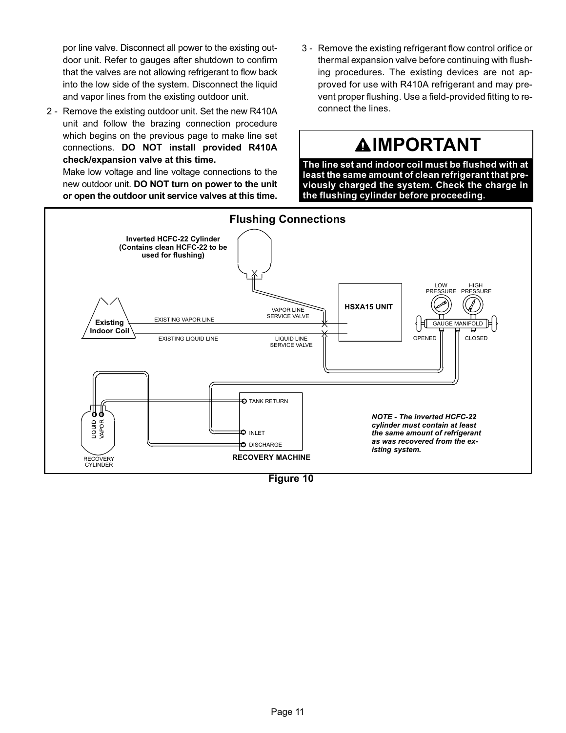por line valve. Disconnect all power to the existing outdoor unit. Refer to gauges after shutdown to confirm that the valves are not allowing refrigerant to flow back into the low side of the system. Disconnect the liquid and vapor lines from the existing outdoor unit.

2 - Remove the existing outdoor unit. Set the new R410A unit and follow the brazing connection procedure which begins on the previous page to make line set connections. **DO NOT install provided R410A check/expansion valve at this time.**

Make low voltage and line voltage connections to the new outdoor unit. **DO NOT turn on power to the unit or open the outdoor unit service valves at this time.**

3 - Remove the existing refrigerant flow control orifice or thermal expansion valve before continuing with flushing procedures. The existing devices are not approved for use with R410A refrigerant and may prevent proper flushing. Use a field-provided fitting to reconnect the lines.

## ⚠IMPORTANT

**The line set and indoor coil must be flushed with at least the same amount of clean refrigerant that previously charged the system. Check the charge in the flushing cylinder before proceeding.**

### Flushing Connections

Inverted HCFC-22 Cylinder (Contains clean HCFC-22 to be used for flushing)

Existing Indoor Coil — EXISTING VAPOR LINE — EXISTING LIQUID LINE — VAPOR LINE SERVICE VALVE — LIQUID LINE SERVICE VALVE — HSXA15 UNIT

LOW PRESSURE — HIGH PRESSURE — GAUGE MANIFOLD — OPENED — CLOSED

RECOVERY CYLINDER (LIQUID, VAPOR) — RECOVERY MACHINE (TANK RETURN, INLET, DISCHARGE)

*NOTE - The inverted HCFC-22 cylinder must contain at least the same amount of refrigerant as was recovered from the existing system.*

**Figure 10**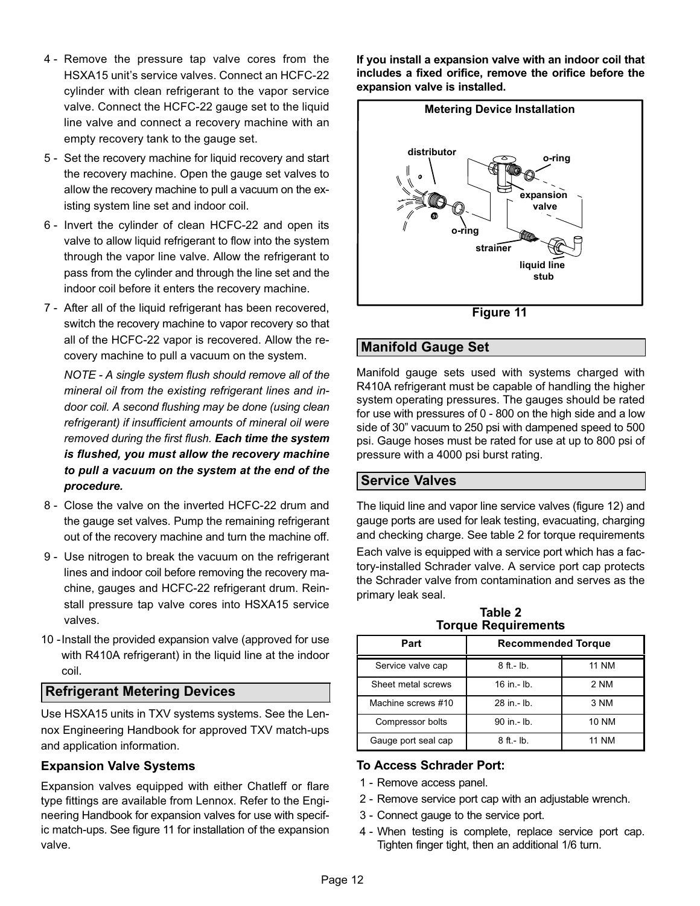4 - Remove the pressure tap valve cores from the HSXA15 unit's service valves. Connect an HCFC-22 cylinder with clean refrigerant to the vapor service valve. Connect the HCFC-22 gauge set to the liquid line valve and connect a recovery machine with an empty recovery tank to the gauge set.

5 - Set the recovery machine for liquid recovery and start the recovery machine. Open the gauge set valves to allow the recovery machine to pull a vacuum on the existing system line set and indoor coil.

6 - Invert the cylinder of clean HCFC-22 and open its valve to allow liquid refrigerant to flow into the system through the vapor line valve. Allow the refrigerant to pass from the cylinder and through the line set and the indoor coil before it enters the recovery machine.

7 - After all of the liquid refrigerant has been recovered, switch the recovery machine to vapor recovery so that all of the HCFC-22 vapor is recovered. Allow the recovery machine to pull a vacuum on the system.

*NOTE - A single system flush should remove all of the mineral oil from the existing refrigerant lines and indoor coil. A second flushing may be done (using clean refrigerant) if insufficient amounts of mineral oil were removed during the first flush.* ***Each time the system is flushed, you must allow the recovery machine to pull a vacuum on the system at the end of the procedure.***

8 - Close the valve on the inverted HCFC-22 drum and the gauge set valves. Pump the remaining refrigerant out of the recovery machine and turn the machine off.

9 - Use nitrogen to break the vacuum on the refrigerant lines and indoor coil before removing the recovery machine, gauges and HCFC-22 refrigerant drum. Reinstall pressure tap valve cores into HSXA15 service valves.

10 - Install the provided expansion valve (approved for use with R410A refrigerant) in the liquid line at the indoor coil.

## Refrigerant Metering Devices

Use HSXA15 units in TXV systems systems. See the Lennox Engineering Handbook for approved TXV match-ups and application information.

### Expansion Valve Systems

Expansion valves equipped with either Chatleff or flare type fittings are available from Lennox. Refer to the Engineering Handbook for expansion valves for use with specific match-ups. See figure 11 for installation of the expansion valve.

**If you install a expansion valve with an indoor coil that includes a fixed orifice, remove the orifice before the expansion valve is installed.**

**Metering Device Installation**

distributor, o-ring, expansion valve, o-ring, strainer, liquid line stub

**Figure 11**

## Manifold Gauge Set

Manifold gauge sets used with systems charged with R410A refrigerant must be capable of handling the higher system operating pressures. The gauges should be rated for use with pressures of 0 - 800 on the high side and a low side of 30" vacuum to 250 psi with dampened speed to 500 psi. Gauge hoses must be rated for use at up to 800 psi of pressure with a 4000 psi burst rating.

## Service Valves

The liquid line and vapor line service valves (figure 12) and gauge ports are used for leak testing, evacuating, charging and checking charge. See table 2 for torque requirements

Each valve is equipped with a service port which has a factory-installed Schrader valve. A service port cap protects the Schrader valve from contamination and serves as the primary leak seal.

**Table 2**
**Torque Requirements**

| Part | Recommended Torque | |
|---|---|---|
| Service valve cap | 8 ft.- lb. | 11 NM |
| Sheet metal screws | 16 in.- lb. | 2 NM |
| Machine screws #10 | 28 in.- lb. | 3 NM |
| Compressor bolts | 90 in.- lb. | 10 NM |
| Gauge port seal cap | 8 ft.- lb. | 11 NM |

### To Access Schrader Port:

1 - Remove access panel.

2 - Remove service port cap with an adjustable wrench.

3 - Connect gauge to the service port.

4 - When testing is complete, replace service port cap. Tighten finger tight, then an additional 1/6 turn.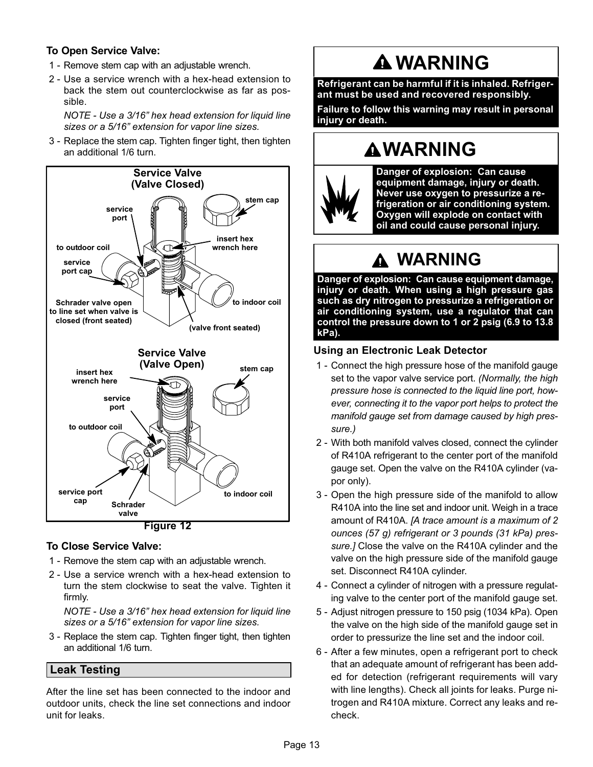**To Open Service Valve:**

1 - Remove stem cap with an adjustable wrench.

2 - Use a service wrench with a hex-head extension to back the stem out counterclockwise as far as possible.

*NOTE - Use a 3/16" hex head extension for liquid line sizes or a 5/16" extension for vapor line sizes.*

3 - Replace the stem cap. Tighten finger tight, then tighten an additional 1/6 turn.

**Service Valve (Valve Closed)**

service port; stem cap; to outdoor coil; insert hex wrench here; service port cap; Schrader valve open to line set when valve is closed (front seated); to indoor coil; (valve front seated)

**Service Valve (Valve Open)**

insert hex wrench here; stem cap; service port; to outdoor coil; service port cap; Schrader valve; to indoor coil

**Figure 12**

**To Close Service Valve:**

1 - Remove the stem cap with an adjustable wrench.

2 - Use a service wrench with a hex-head extension to turn the stem clockwise to seat the valve. Tighten it firmly.

*NOTE - Use a 3/16" hex head extension for liquid line sizes or a 5/16" extension for vapor line sizes.*

3 - Replace the stem cap. Tighten finger tight, then tighten an additional 1/6 turn.

## Leak Testing

After the line set has been connected to the indoor and outdoor units, check the line set connections and indoor unit for leaks.

> **⚠ WARNING**
>
> **Refrigerant can be harmful if it is inhaled. Refrigerant must be used and recovered responsibly.**
>
> **Failure to follow this warning may result in personal injury or death.**

> **⚠ WARNING**
>
> **Danger of explosion: Can cause equipment damage, injury or death. Never use oxygen to pressurize a refrigeration or air conditioning system. Oxygen will explode on contact with oil and could cause personal injury.**

> **⚠ WARNING**
>
> **Danger of explosion: Can cause equipment damage, injury or death. When using a high pressure gas such as dry nitrogen to pressurize a refrigeration or air conditioning system, use a regulator that can control the pressure down to 1 or 2 psig (6.9 to 13.8 kPa).**

### Using an Electronic Leak Detector

1 - Connect the high pressure hose of the manifold gauge set to the vapor valve service port. *(Normally, the high pressure hose is connected to the liquid line port, however, connecting it to the vapor port helps to protect the manifold gauge set from damage caused by high pressure.)*

2 - With both manifold valves closed, connect the cylinder of R410A refrigerant to the center port of the manifold gauge set. Open the valve on the R410A cylinder (vapor only).

3 - Open the high pressure side of the manifold to allow R410A into the line set and indoor unit. Weigh in a trace amount of R410A. *[A trace amount is a maximum of 2 ounces (57 g) refrigerant or 3 pounds (31 kPa) pressure.]* Close the valve on the R410A cylinder and the valve on the high pressure side of the manifold gauge set. Disconnect R410A cylinder.

4 - Connect a cylinder of nitrogen with a pressure regulating valve to the center port of the manifold gauge set.

5 - Adjust nitrogen pressure to 150 psig (1034 kPa). Open the valve on the high side of the manifold gauge set in order to pressurize the line set and the indoor coil.

6 - After a few minutes, open a refrigerant port to check that an adequate amount of refrigerant has been added for detection (refrigerant requirements will vary with line lengths). Check all joints for leaks. Purge nitrogen and R410A mixture. Correct any leaks and recheck.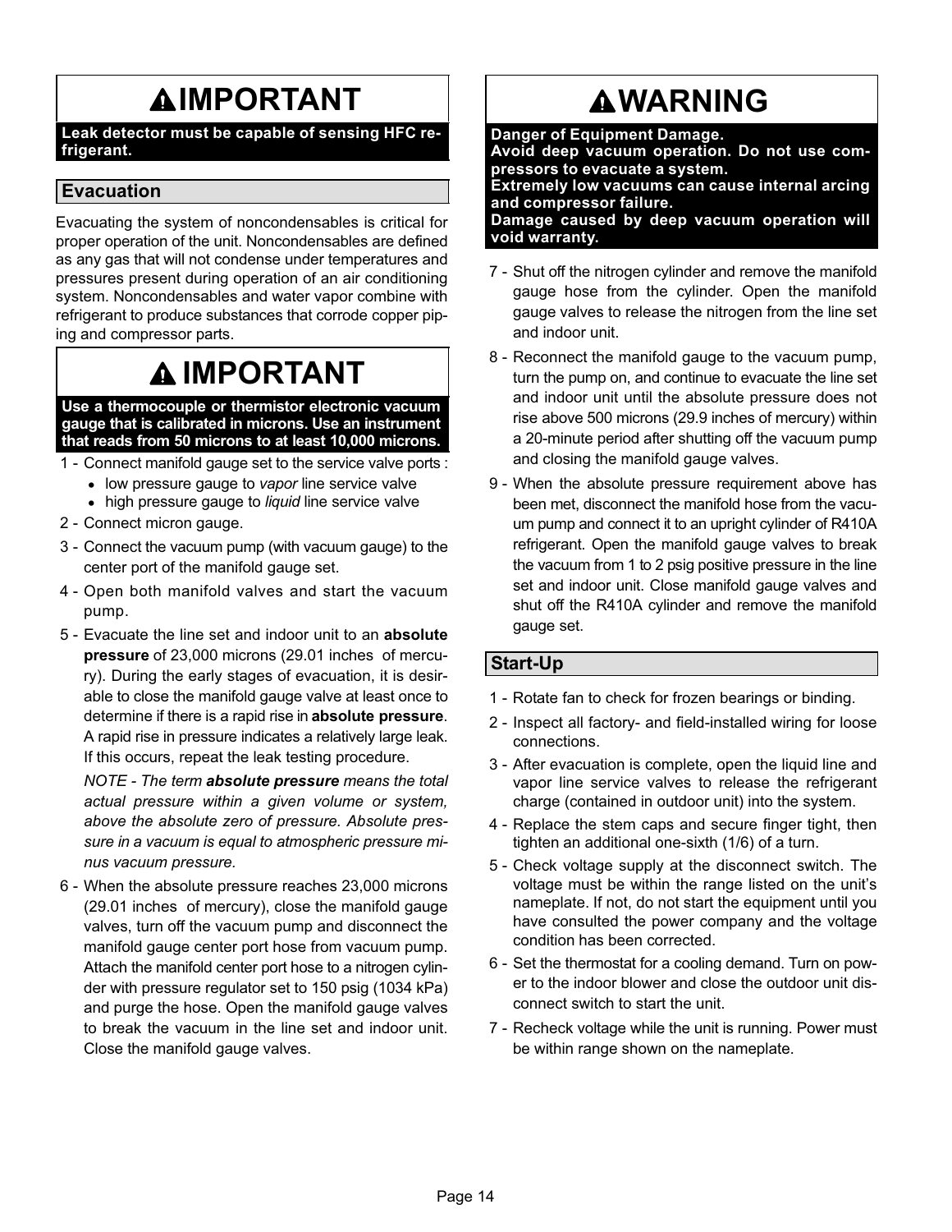## ⚠IMPORTANT

**Leak detector must be capable of sensing HFC refrigerant.**

## Evacuation

Evacuating the system of noncondensables is critical for proper operation of the unit. Noncondensables are defined as any gas that will not condense under temperatures and pressures present during operation of an air conditioning system. Noncondensables and water vapor combine with refrigerant to produce substances that corrode copper piping and compressor parts.

## ⚠ IMPORTANT

**Use a thermocouple or thermistor electronic vacuum gauge that is calibrated in microns. Use an instrument that reads from 50 microns to at least 10,000 microns.**

1 - Connect manifold gauge set to the service valve ports :
   - low pressure gauge to *vapor* line service valve
   - high pressure gauge to *liquid* line service valve

2 - Connect micron gauge.

3 - Connect the vacuum pump (with vacuum gauge) to the center port of the manifold gauge set.

4 - Open both manifold valves and start the vacuum pump.

5 - Evacuate the line set and indoor unit to an **absolute pressure** of 23,000 microns (29.01 inches of mercury). During the early stages of evacuation, it is desirable to close the manifold gauge valve at least once to determine if there is a rapid rise in **absolute pressure**. A rapid rise in pressure indicates a relatively large leak. If this occurs, repeat the leak testing procedure.

   *NOTE - The term **absolute pressure** means the total actual pressure within a given volume or system, above the absolute zero of pressure. Absolute pressure in a vacuum is equal to atmospheric pressure minus vacuum pressure.*

6 - When the absolute pressure reaches 23,000 microns (29.01 inches of mercury), close the manifold gauge valves, turn off the vacuum pump and disconnect the manifold gauge center port hose from vacuum pump. Attach the manifold center port hose to a nitrogen cylinder with pressure regulator set to 150 psig (1034 kPa) and purge the hose. Open the manifold gauge valves to break the vacuum in the line set and indoor unit. Close the manifold gauge valves.

## ⚠WARNING

**Danger of Equipment Damage.**
**Avoid deep vacuum operation. Do not use compressors to evacuate a system.**
**Extremely low vacuums can cause internal arcing and compressor failure.**
**Damage caused by deep vacuum operation will void warranty.**

7 - Shut off the nitrogen cylinder and remove the manifold gauge hose from the cylinder. Open the manifold gauge valves to release the nitrogen from the line set and indoor unit.

8 - Reconnect the manifold gauge to the vacuum pump, turn the pump on, and continue to evacuate the line set and indoor unit until the absolute pressure does not rise above 500 microns (29.9 inches of mercury) within a 20-minute period after shutting off the vacuum pump and closing the manifold gauge valves.

9 - When the absolute pressure requirement above has been met, disconnect the manifold hose from the vacuum pump and connect it to an upright cylinder of R410A refrigerant. Open the manifold gauge valves to break the vacuum from 1 to 2 psig positive pressure in the line set and indoor unit. Close manifold gauge valves and shut off the R410A cylinder and remove the manifold gauge set.

## Start-Up

1 - Rotate fan to check for frozen bearings or binding.

2 - Inspect all factory- and field-installed wiring for loose connections.

3 - After evacuation is complete, open the liquid line and vapor line service valves to release the refrigerant charge (contained in outdoor unit) into the system.

4 - Replace the stem caps and secure finger tight, then tighten an additional one-sixth (1/6) of a turn.

5 - Check voltage supply at the disconnect switch. The voltage must be within the range listed on the unit's nameplate. If not, do not start the equipment until you have consulted the power company and the voltage condition has been corrected.

6 - Set the thermostat for a cooling demand. Turn on power to the indoor blower and close the outdoor unit disconnect switch to start the unit.

7 - Recheck voltage while the unit is running. Power must be within range shown on the nameplate.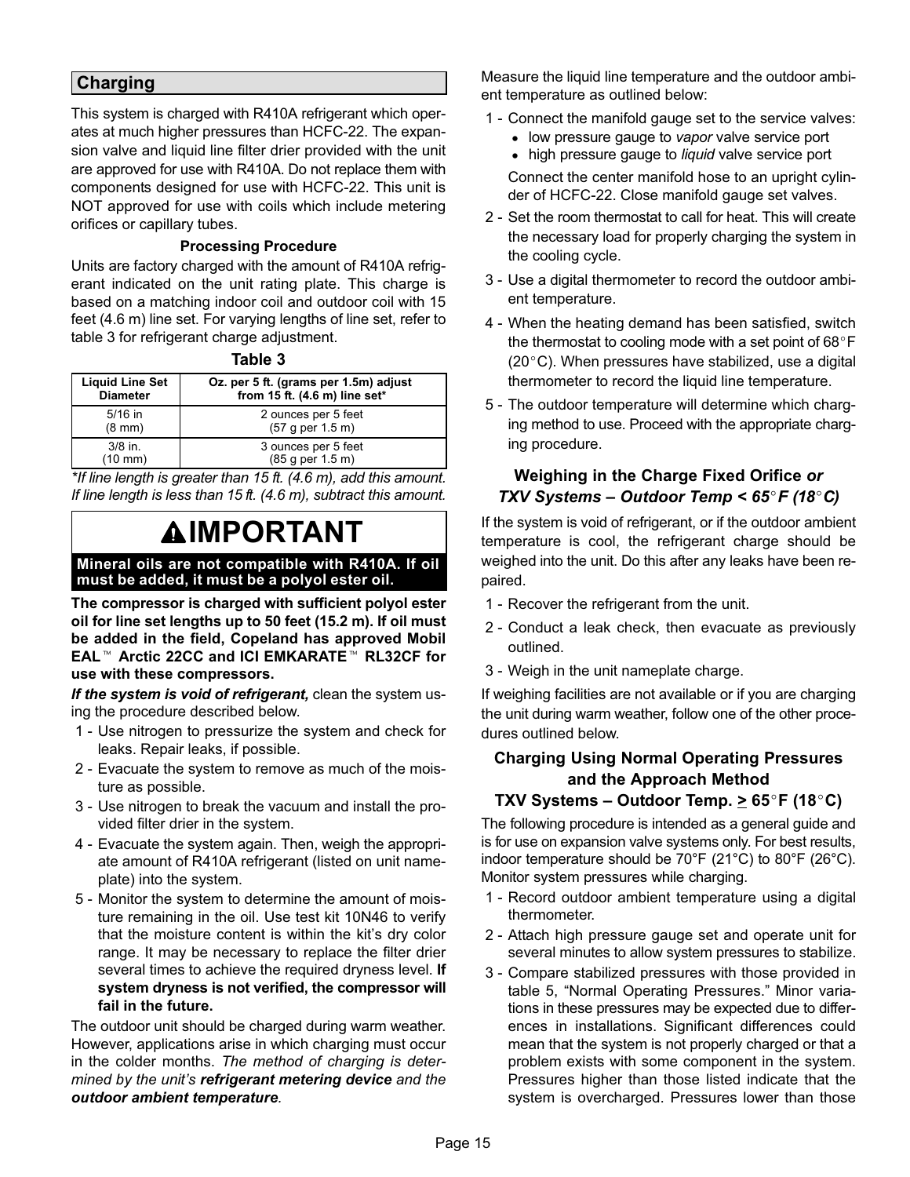## Charging

This system is charged with R410A refrigerant which operates at much higher pressures than HCFC-22. The expansion valve and liquid line filter drier provided with the unit are approved for use with R410A. Do not replace them with components designed for use with HCFC-22. This unit is NOT approved for use with coils which include metering orifices or capillary tubes.

### Processing Procedure

Units are factory charged with the amount of R410A refrigerant indicated on the unit rating plate. This charge is based on a matching indoor coil and outdoor coil with 15 feet (4.6 m) line set. For varying lengths of line set, refer to table 3 for refrigerant charge adjustment.

**Table 3**

| Liquid Line Set Diameter | Oz. per 5 ft. (grams per 1.5m) adjust from 15 ft. (4.6 m) line set* |
|---|---|
| 5/16 in (8 mm) | 2 ounces per 5 feet (57 g per 1.5 m) |
| 3/8 in. (10 mm) | 3 ounces per 5 feet (85 g per 1.5 m) |

*\*If line length is greater than 15 ft. (4.6 m), add this amount. If line length is less than 15 ft. (4.6 m), subtract this amount.*

### ⚠IMPORTANT

**Mineral oils are not compatible with R410A. If oil must be added, it must be a polyol ester oil.**

**The compressor is charged with sufficient polyol ester oil for line set lengths up to 50 feet (15.2 m). If oil must be added in the field, Copeland has approved Mobil EAL™ Arctic 22CC and ICI EMKARATE™ RL32CF for use with these compressors.**

***If the system is void of refrigerant,*** clean the system using the procedure described below.

1 - Use nitrogen to pressurize the system and check for leaks. Repair leaks, if possible.
2 - Evacuate the system to remove as much of the moisture as possible.
3 - Use nitrogen to break the vacuum and install the provided filter drier in the system.
4 - Evacuate the system again. Then, weigh the appropriate amount of R410A refrigerant (listed on unit nameplate) into the system.
5 - Monitor the system to determine the amount of moisture remaining in the oil. Use test kit 10N46 to verify that the moisture content is within the kit's dry color range. It may be necessary to replace the filter drier several times to achieve the required dryness level. **If system dryness is not verified, the compressor will fail in the future.**

The outdoor unit should be charged during warm weather. However, applications arise in which charging must occur in the colder months. *The method of charging is determined by the unit's* ***refrigerant metering device*** *and the* ***outdoor ambient temperature****.*

Measure the liquid line temperature and the outdoor ambient temperature as outlined below:

1 - Connect the manifold gauge set to the service valves:
   - low pressure gauge to *vapor* valve service port
   - high pressure gauge to *liquid* valve service port

   Connect the center manifold hose to an upright cylinder of HCFC-22. Close manifold gauge set valves.
2 - Set the room thermostat to call for heat. This will create the necessary load for properly charging the system in the cooling cycle.
3 - Use a digital thermometer to record the outdoor ambient temperature.
4 - When the heating demand has been satisfied, switch the thermostat to cooling mode with a set point of 68°F (20°C). When pressures have stabilized, use a digital thermometer to record the liquid line temperature.
5 - The outdoor temperature will determine which charging method to use. Proceed with the appropriate charging procedure.

### Weighing in the Charge Fixed Orifice *or TXV Systems – Outdoor Temp < 65°F (18°C)*

If the system is void of refrigerant, or if the outdoor ambient temperature is cool, the refrigerant charge should be weighed into the unit. Do this after any leaks have been repaired.

1 - Recover the refrigerant from the unit.
2 - Conduct a leak check, then evacuate as previously outlined.
3 - Weigh in the unit nameplate charge.

If weighing facilities are not available or if you are charging the unit during warm weather, follow one of the other procedures outlined below.

### Charging Using Normal Operating Pressures and the Approach Method TXV Systems – Outdoor Temp. ≥ 65°F (18°C)

The following procedure is intended as a general guide and is for use on expansion valve systems only. For best results, indoor temperature should be 70°F (21°C) to 80°F (26°C). Monitor system pressures while charging.

1 - Record outdoor ambient temperature using a digital thermometer.
2 - Attach high pressure gauge set and operate unit for several minutes to allow system pressures to stabilize.
3 - Compare stabilized pressures with those provided in table 5, "Normal Operating Pressures." Minor variations in these pressures may be expected due to differences in installations. Significant differences could mean that the system is not properly charged or that a problem exists with some component in the system. Pressures higher than those listed indicate that the system is overcharged. Pressures lower than those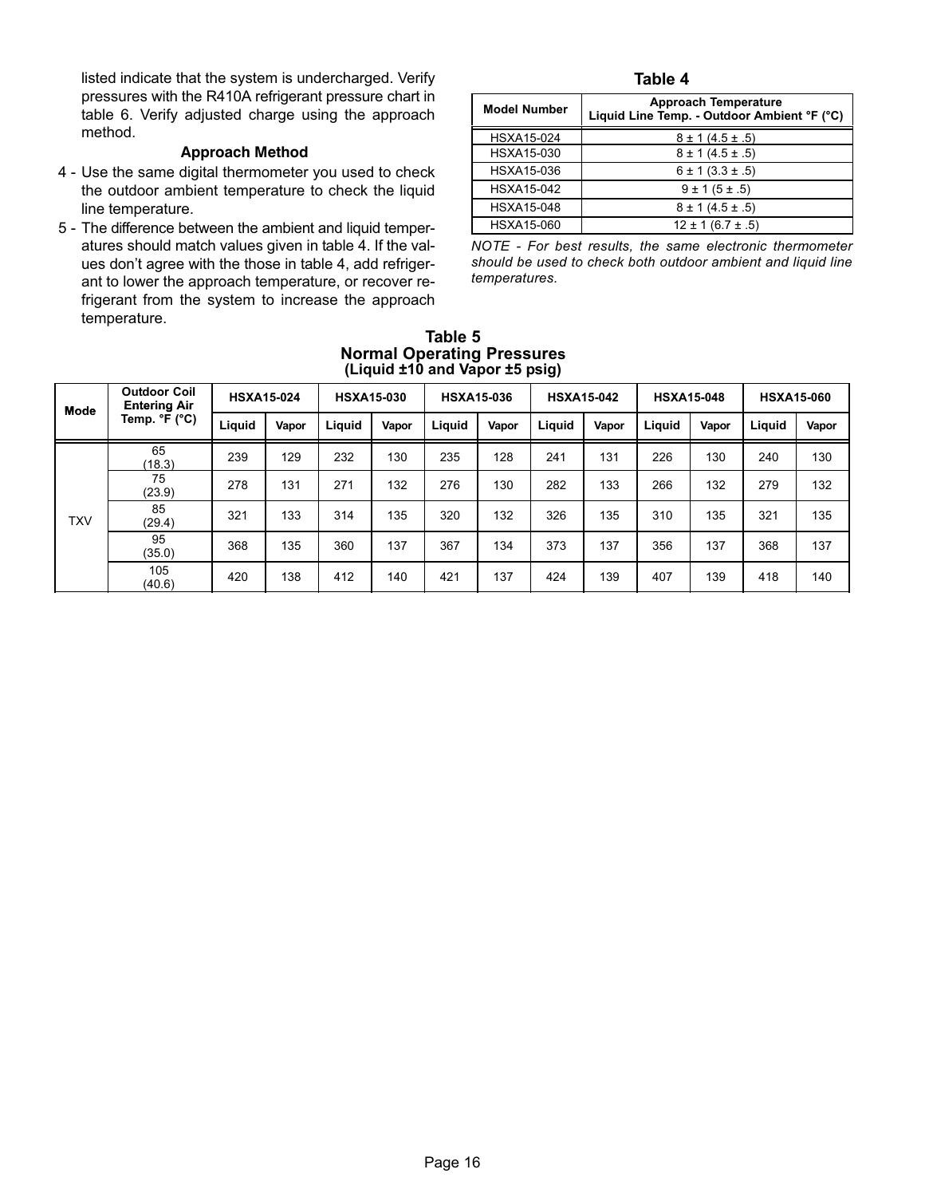listed indicate that the system is undercharged. Verify pressures with the R410A refrigerant pressure chart in table 6. Verify adjusted charge using the approach method.

### Approach Method

4 - Use the same digital thermometer you used to check the outdoor ambient temperature to check the liquid line temperature.

5 - The difference between the ambient and liquid temperatures should match values given in table 4. If the values don't agree with the those in table 4, add refrigerant to lower the approach temperature, or recover refrigerant from the system to increase the approach temperature.

**Table 4**

| Model Number | Approach Temperature Liquid Line Temp. - Outdoor Ambient °F (°C) |
|---|---|
| HSXA15-024 | 8 ± 1 (4.5 ± .5) |
| HSXA15-030 | 8 ± 1 (4.5 ± .5) |
| HSXA15-036 | 6 ± 1 (3.3 ± .5) |
| HSXA15-042 | 9 ± 1 (5 ± .5) |
| HSXA15-048 | 8 ± 1 (4.5 ± .5) |
| HSXA15-060 | 12 ± 1 (6.7 ± .5) |

*NOTE - For best results, the same electronic thermometer should be used to check both outdoor ambient and liquid line temperatures.*

**Table 5**
**Normal Operating Pressures**
**(Liquid ±10 and Vapor ±5 psig)**

| Mode | Outdoor Coil Entering Air Temp. °F (°C) | HSXA15-024 | | HSXA15-030 | | HSXA15-036 | | HSXA15-042 | | HSXA15-048 | | HSXA15-060 | |
|---|---|---|---|---|---|---|---|---|---|---|---|---|---|
| | | Liquid | Vapor | Liquid | Vapor | Liquid | Vapor | Liquid | Vapor | Liquid | Vapor | Liquid | Vapor |
| TXV | 65 (18.3) | 239 | 129 | 232 | 130 | 235 | 128 | 241 | 131 | 226 | 130 | 240 | 130 |
| | 75 (23.9) | 278 | 131 | 271 | 132 | 276 | 130 | 282 | 133 | 266 | 132 | 279 | 132 |
| | 85 (29.4) | 321 | 133 | 314 | 135 | 320 | 132 | 326 | 135 | 310 | 135 | 321 | 135 |
| | 95 (35.0) | 368 | 135 | 360 | 137 | 367 | 134 | 373 | 137 | 356 | 137 | 368 | 137 |
| | 105 (40.6) | 420 | 138 | 412 | 140 | 421 | 137 | 424 | 139 | 407 | 139 | 418 | 140 |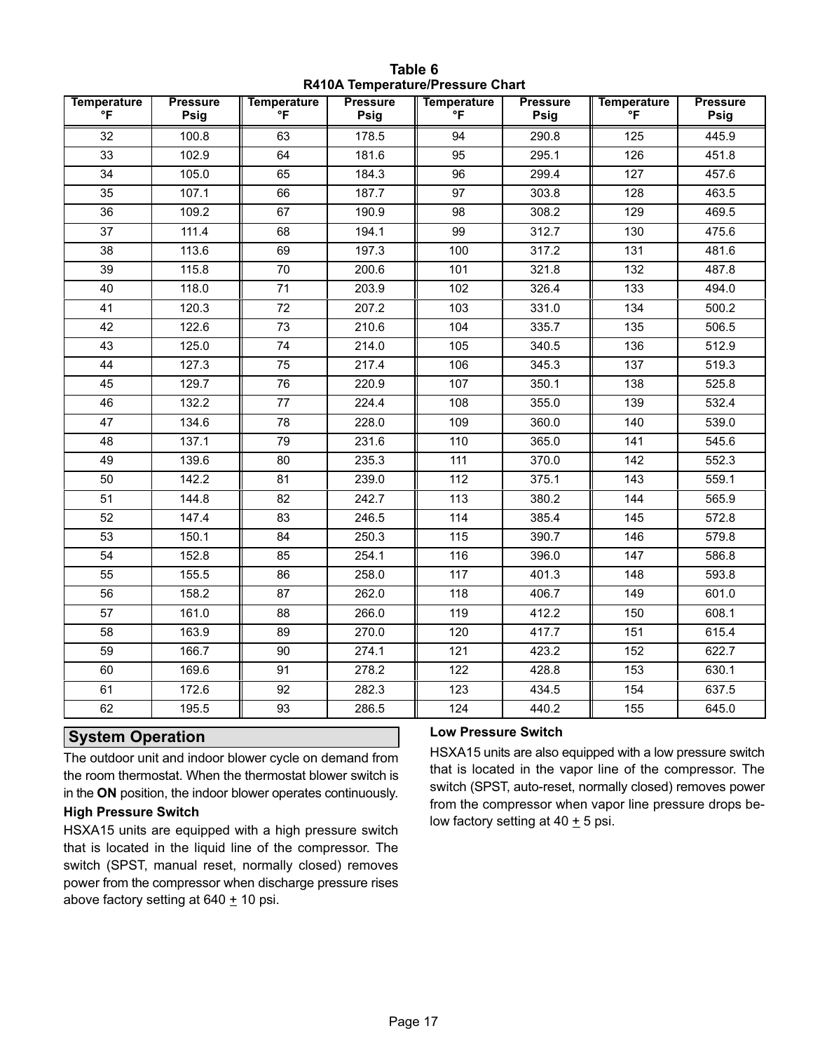**Table 6**
**R410A Temperature/Pressure Chart**

| Temperature °F | Pressure Psig | Temperature °F | Pressure Psig | Temperature °F | Pressure Psig | Temperature °F | Pressure Psig |
|---|---|---|---|---|---|---|---|
| 32 | 100.8 | 63 | 178.5 | 94 | 290.8 | 125 | 445.9 |
| 33 | 102.9 | 64 | 181.6 | 95 | 295.1 | 126 | 451.8 |
| 34 | 105.0 | 65 | 184.3 | 96 | 299.4 | 127 | 457.6 |
| 35 | 107.1 | 66 | 187.7 | 97 | 303.8 | 128 | 463.5 |
| 36 | 109.2 | 67 | 190.9 | 98 | 308.2 | 129 | 469.5 |
| 37 | 111.4 | 68 | 194.1 | 99 | 312.7 | 130 | 475.6 |
| 38 | 113.6 | 69 | 197.3 | 100 | 317.2 | 131 | 481.6 |
| 39 | 115.8 | 70 | 200.6 | 101 | 321.8 | 132 | 487.8 |
| 40 | 118.0 | 71 | 203.9 | 102 | 326.4 | 133 | 494.0 |
| 41 | 120.3 | 72 | 207.2 | 103 | 331.0 | 134 | 500.2 |
| 42 | 122.6 | 73 | 210.6 | 104 | 335.7 | 135 | 506.5 |
| 43 | 125.0 | 74 | 214.0 | 105 | 340.5 | 136 | 512.9 |
| 44 | 127.3 | 75 | 217.4 | 106 | 345.3 | 137 | 519.3 |
| 45 | 129.7 | 76 | 220.9 | 107 | 350.1 | 138 | 525.8 |
| 46 | 132.2 | 77 | 224.4 | 108 | 355.0 | 139 | 532.4 |
| 47 | 134.6 | 78 | 228.0 | 109 | 360.0 | 140 | 539.0 |
| 48 | 137.1 | 79 | 231.6 | 110 | 365.0 | 141 | 545.6 |
| 49 | 139.6 | 80 | 235.3 | 111 | 370.0 | 142 | 552.3 |
| 50 | 142.2 | 81 | 239.0 | 112 | 375.1 | 143 | 559.1 |
| 51 | 144.8 | 82 | 242.7 | 113 | 380.2 | 144 | 565.9 |
| 52 | 147.4 | 83 | 246.5 | 114 | 385.4 | 145 | 572.8 |
| 53 | 150.1 | 84 | 250.3 | 115 | 390.7 | 146 | 579.8 |
| 54 | 152.8 | 85 | 254.1 | 116 | 396.0 | 147 | 586.8 |
| 55 | 155.5 | 86 | 258.0 | 117 | 401.3 | 148 | 593.8 |
| 56 | 158.2 | 87 | 262.0 | 118 | 406.7 | 149 | 601.0 |
| 57 | 161.0 | 88 | 266.0 | 119 | 412.2 | 150 | 608.1 |
| 58 | 163.9 | 89 | 270.0 | 120 | 417.7 | 151 | 615.4 |
| 59 | 166.7 | 90 | 274.1 | 121 | 423.2 | 152 | 622.7 |
| 60 | 169.6 | 91 | 278.2 | 122 | 428.8 | 153 | 630.1 |
| 61 | 172.6 | 92 | 282.3 | 123 | 434.5 | 154 | 637.5 |
| 62 | 195.5 | 93 | 286.5 | 124 | 440.2 | 155 | 645.0 |

## System Operation

The outdoor unit and indoor blower cycle on demand from the room thermostat. When the thermostat blower switch is in the **ON** position, the indoor blower operates continuously.

### High Pressure Switch

HSXA15 units are equipped with a high pressure switch that is located in the liquid line of the compressor. The switch (SPST, manual reset, normally closed) removes power from the compressor when discharge pressure rises above factory setting at 640 $\pm$ 10 psi.

### Low Pressure Switch

HSXA15 units are also equipped with a low pressure switch that is located in the vapor line of the compressor. The switch (SPST, auto-reset, normally closed) removes power from the compressor when vapor line pressure drops below factory setting at 40 $\pm$ 5 psi.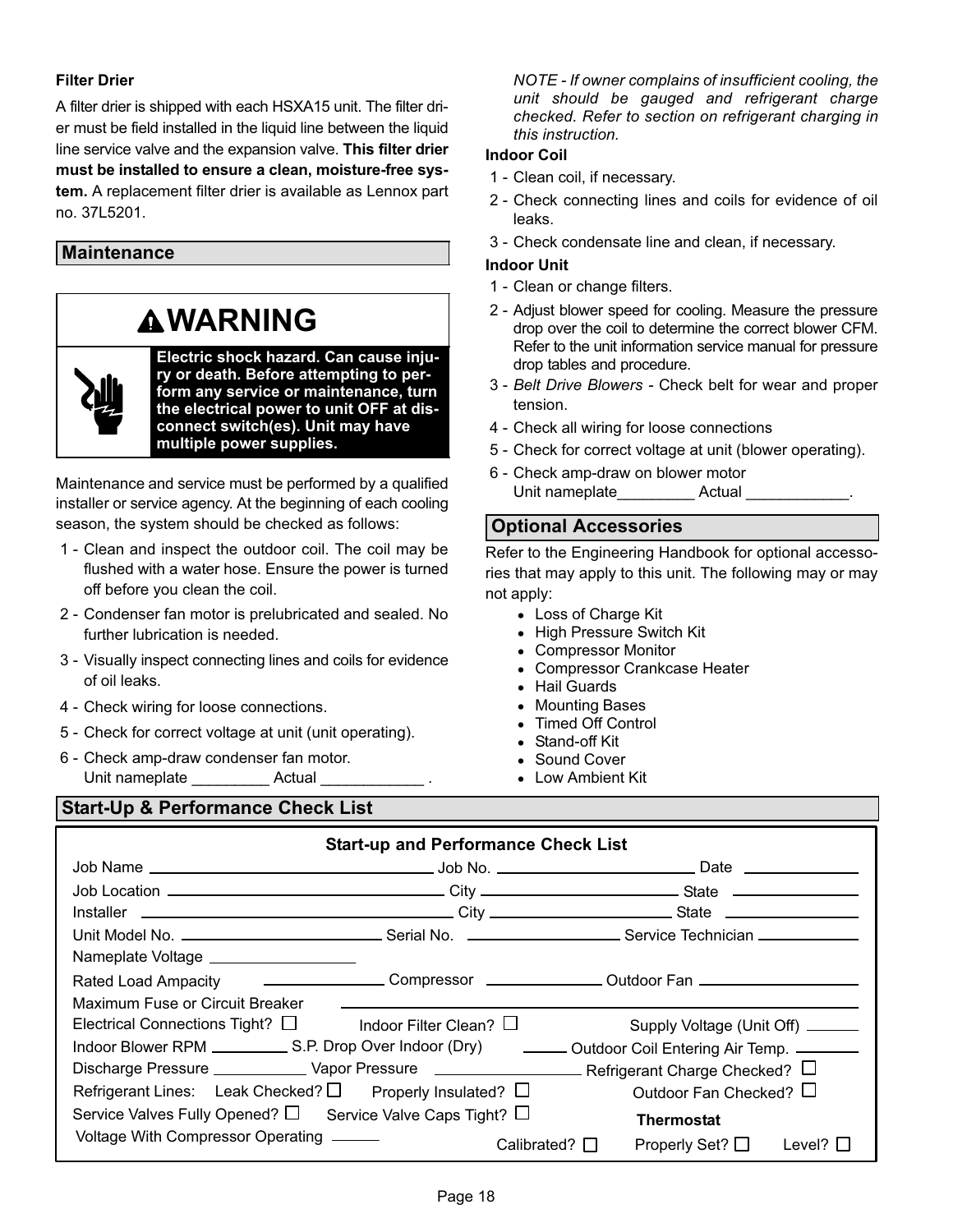**Filter Drier**

A filter drier is shipped with each HSXA15 unit. The filter drier must be field installed in the liquid line between the liquid line service valve and the expansion valve. **This filter drier must be installed to ensure a clean, moisture-free system.** A replacement filter drier is available as Lennox part no. 37L5201.

## Maintenance

**⚠WARNING**

**Electric shock hazard. Can cause injury or death. Before attempting to perform any service or maintenance, turn the electrical power to unit OFF at disconnect switch(es). Unit may have multiple power supplies.**

Maintenance and service must be performed by a qualified installer or service agency. At the beginning of each cooling season, the system should be checked as follows:

1 - Clean and inspect the outdoor coil. The coil may be flushed with a water hose. Ensure the power is turned off before you clean the coil.

2 - Condenser fan motor is prelubricated and sealed. No further lubrication is needed.

3 - Visually inspect connecting lines and coils for evidence of oil leaks.

4 - Check wiring for loose connections.

5 - Check for correct voltage at unit (unit operating).

6 - Check amp-draw condenser fan motor.
Unit nameplate _________ Actual ____________ .

*NOTE - If owner complains of insufficient cooling, the unit should be gauged and refrigerant charge checked. Refer to section on refrigerant charging in this instruction.*

**Indoor Coil**

1 - Clean coil, if necessary.

2 - Check connecting lines and coils for evidence of oil leaks.

3 - Check condensate line and clean, if necessary.

**Indoor Unit**

1 - Clean or change filters.

2 - Adjust blower speed for cooling. Measure the pressure drop over the coil to determine the correct blower CFM. Refer to the unit information service manual for pressure drop tables and procedure.

3 - *Belt Drive Blowers* - Check belt for wear and proper tension.

4 - Check all wiring for loose connections

5 - Check for correct voltage at unit (blower operating).

6 - Check amp-draw on blower motor
Unit nameplate_________ Actual ____________.

## Optional Accessories

Refer to the Engineering Handbook for optional accessories that may apply to this unit. The following may or may not apply:

- Loss of Charge Kit
- High Pressure Switch Kit
- Compressor Monitor
- Compressor Crankcase Heater
- Hail Guards
- Mounting Bases
- Timed Off Control
- Stand-off Kit
- Sound Cover
- Low Ambient Kit

## Start-Up & Performance Check List

**Start-up and Performance Check List**

Job Name ____________________ Job No. ____________________ Date ____________

Job Location ____________________ City ____________________ State ____________

Installer ____________________ City ____________________ State ____________

Unit Model No. ____________________ Serial No. ____________________ Service Technician ____________

Nameplate Voltage ____________

Rated Load Ampacity ____________ Compressor ____________ Outdoor Fan ____________

Maximum Fuse or Circuit Breaker ____________________

Electrical Connections Tight? ☐ Indoor Filter Clean? ☐ Supply Voltage (Unit Off) ______

Indoor Blower RPM ________ S.P. Drop Over Indoor (Dry) ______ Outdoor Coil Entering Air Temp. ______

Discharge Pressure __________ Vapor Pressure ____________ Refrigerant Charge Checked? ☐

Refrigerant Lines: Leak Checked? ☐ Properly Insulated? ☐ Outdoor Fan Checked? ☐

Service Valves Fully Opened? ☐ Service Valve Caps Tight? ☐

**Thermostat**

Voltage With Compressor Operating ______ Calibrated? ☐ Properly Set? ☐ Level? ☐